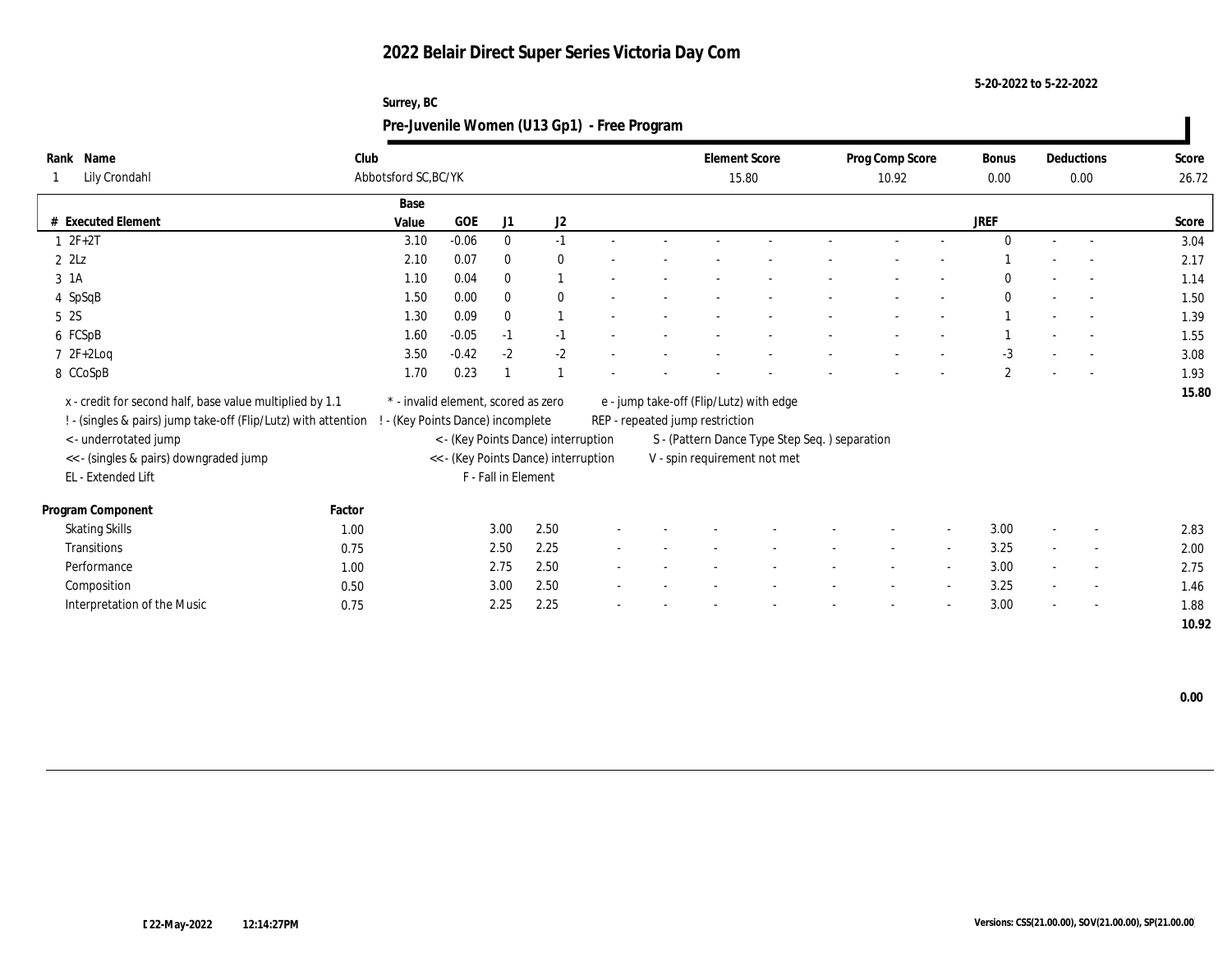# 2022 Belair Direct Super Series Victoria Day Com

5-20-2022 to 5-22-2022

Surrey, BC

## Pre-Juvenile Women (U13 Gp1) - Free Program

| Rank | Name | Club | Element Score | Prog Comp Score | Bonus | Deductions | Score |
|---|---|---|---|---|---|---|---|
| 1 | Lily Crondahl | Abbotsford SC,BC/YK | 15.80 | 10.92 | 0.00 | 0.00 | 26.72 |

| # | Executed Element | Base Value | GOE | J1 | J2 | | | | | | | | | JREF | | | Score |
|---|---|---|---|---|---|---|---|---|---|---|---|---|---|---|---|---|---|
| 1 | 2F+2T | 3.10 | -0.06 | 0 | -1 | - | - | - | - | - | - | - | - | 0 | - | - | 3.04 |
| 2 | 2Lz | 2.10 | 0.07 | 0 | 0 | - | - | - | - | - | - | - | - | 1 | - | - | 2.17 |
| 3 | 1A | 1.10 | 0.04 | 0 | 1 | - | - | - | - | - | - | - | - | 0 | - | - | 1.14 |
| 4 | SpSqB | 1.50 | 0.00 | 0 | 0 | - | - | - | - | - | - | - | - | 0 | - | - | 1.50 |
| 5 | 2S | 1.30 | 0.09 | 0 | 1 | - | - | - | - | - | - | - | - | 1 | - | - | 1.39 |
| 6 | FCSpB | 1.60 | -0.05 | -1 | -1 | - | - | - | - | - | - | - | - | 1 | - | - | 1.55 |
| 7 | 2F+2Loq | 3.50 | -0.42 | -2 | -2 | - | - | - | - | - | - | - | - | -3 | - | - | 3.08 |
| 8 | CCoSpB | 1.70 | 0.23 | 1 | 1 | - | - | - | - | - | - | - | - | 2 | - | - | 1.93 |
| | | | | | | | | | | | | | | | | | 15.80 |

x - credit for second half, base value multiplied by 1.1
! - (singles & pairs) jump take-off (Flip/Lutz) with attention
< - underrotated jump
<< - (singles & pairs) downgraded jump
EL - Extended Lift
\* - invalid element, scored as zero
! - (Key Points Dance) incomplete
< - (Key Points Dance) interruption
<< - (Key Points Dance) interruption
F - Fall in Element
e - jump take-off (Flip/Lutz) with edge
REP - repeated jump restriction
S - (Pattern Dance Type Step Seq. ) separation
V - spin requirement not met

| Program Component | Factor | J1 | J2 | | | | | | | | | JREF | | | Score |
|---|---|---|---|---|---|---|---|---|---|---|---|---|---|---|---|
| Skating Skills | 1.00 | 3.00 | 2.50 | - | - | - | - | - | - | - | - | 3.00 | - | - | 2.83 |
| Transitions | 0.75 | 2.50 | 2.25 | - | - | - | - | - | - | - | - | 3.25 | - | - | 2.00 |
| Performance | 1.00 | 2.75 | 2.50 | - | - | - | - | - | - | - | - | 3.00 | - | - | 2.75 |
| Composition | 0.50 | 3.00 | 2.50 | - | - | - | - | - | - | - | - | 3.25 | - | - | 1.46 |
| Interpretation of the Music | 0.75 | 2.25 | 2.25 | - | - | - | - | - | - | - | - | 3.00 | - | - | 1.88 |
| | | | | | | | | | | | | | | | 10.92 |

0.00

22-May-2022 12:14:27PM

Versions: CSS(21.00.00), SOV(21.00.00), SP(21.00.00)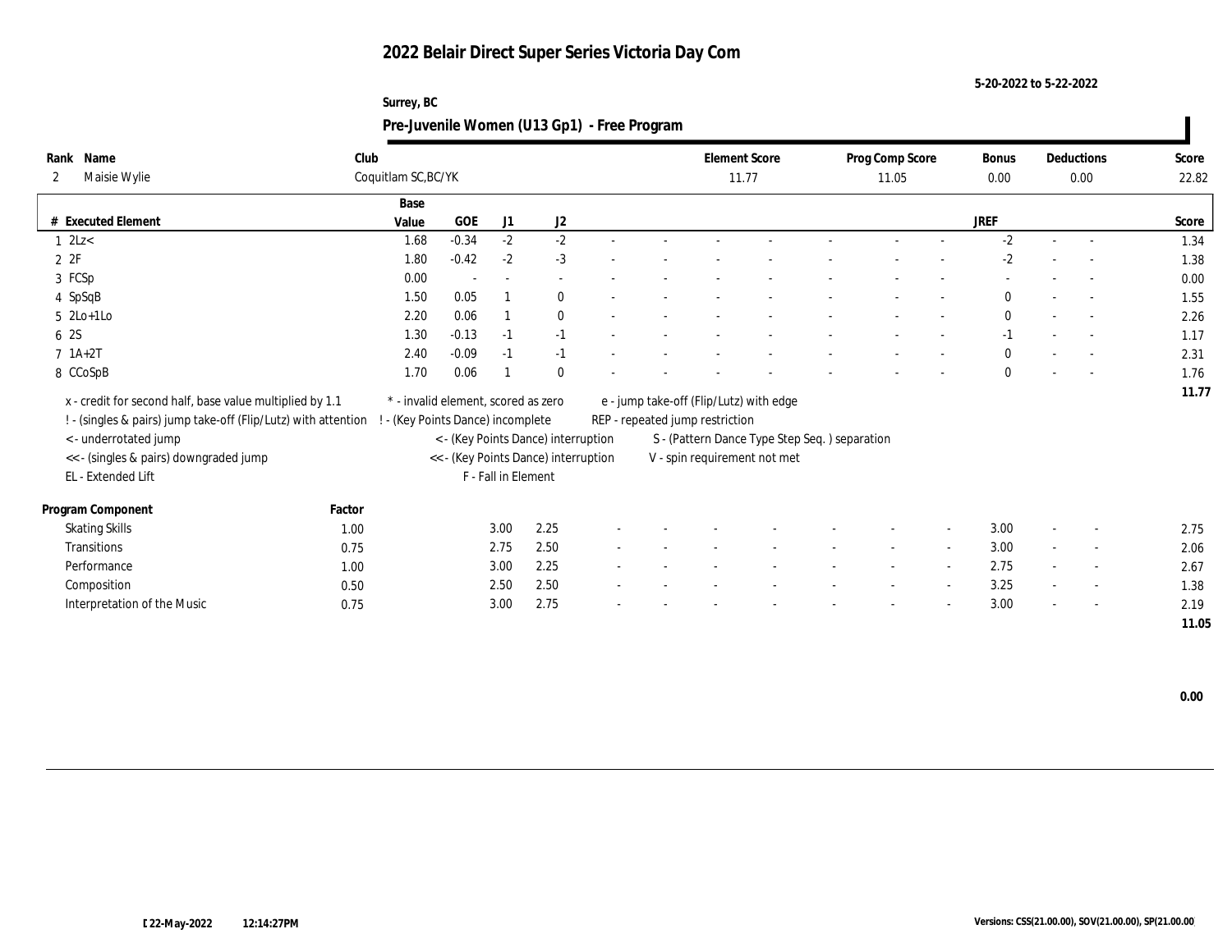# 2022 Belair Direct Super Series Victoria Day Com

5-20-2022 to 5-22-2022

Surrey, BC

## Pre-Juvenile Women (U13 Gp1) - Free Program

| Rank | Name | Club | Element Score | Prog Comp Score | Bonus | Deductions | Score |
|---|---|---|---|---|---|---|---|
| 2 | Maisie Wylie | Coquitlam SC,BC/YK | 11.77 | 11.05 | 0.00 | 0.00 | 22.82 |

| # | Executed Element | Base Value | GOE | J1 | J2 | | | | | | | | | JREF | | | Score |
|---|---|---|---|---|---|---|---|---|---|---|---|---|---|---|---|---|---|
| 1 | 2Lz< | 1.68 | -0.34 | -2 | -2 | - | - | - | - | - | - | - | | -2 | - | - | 1.34 |
| 2 | 2F | 1.80 | -0.42 | -2 | -3 | - | - | - | - | - | - | - | | -2 | - | - | 1.38 |
| 3 | FCSp | 0.00 | - | - | - | - | - | - | - | - | - | - | | - | - | - | 0.00 |
| 4 | SpSqB | 1.50 | 0.05 | 1 | 0 | - | - | - | - | - | - | - | | 0 | - | - | 1.55 |
| 5 | 2Lo+1Lo | 2.20 | 0.06 | 1 | 0 | - | - | - | - | - | - | - | | 0 | - | - | 2.26 |
| 6 | 2S | 1.30 | -0.13 | -1 | -1 | - | - | - | - | - | - | - | | -1 | - | - | 1.17 |
| 7 | 1A+2T | 2.40 | -0.09 | -1 | -1 | - | - | - | - | - | - | - | | 0 | - | - | 2.31 |
| 8 | CCoSpB | 1.70 | 0.06 | 1 | 0 | - | - | - | - | - | - | - | | 0 | - | - | 1.76 |
| | | | | | | | | | | | | | | | | | 11.77 |

x - credit for second half, base value multiplied by 1.1
! - (singles & pairs) jump take-off (Flip/Lutz) with attention
< - underrotated jump
<< - (singles & pairs) downgraded jump
EL - Extended Lift
\* - invalid element, scored as zero
! - (Key Points Dance) incomplete
< - (Key Points Dance) interruption
<< - (Key Points Dance) interruption
F - Fall in Element
e - jump take-off (Flip/Lutz) with edge
REP - repeated jump restriction
S - (Pattern Dance Type Step Seq. ) separation
V - spin requirement not met

| Program Component | Factor | J1 | J2 | | | | | | | | | JREF | | | Score |
|---|---|---|---|---|---|---|---|---|---|---|---|---|---|---|---|
| Skating Skills | 1.00 | 3.00 | 2.25 | - | - | - | - | - | - | - | - | 3.00 | - | - | 2.75 |
| Transitions | 0.75 | 2.75 | 2.50 | - | - | - | - | - | - | - | - | 3.00 | - | - | 2.06 |
| Performance | 1.00 | 3.00 | 2.25 | - | - | - | - | - | - | - | - | 2.75 | - | - | 2.67 |
| Composition | 0.50 | 2.50 | 2.50 | - | - | - | - | - | - | - | - | 3.25 | - | - | 1.38 |
| Interpretation of the Music | 0.75 | 3.00 | 2.75 | - | - | - | - | - | - | - | - | 3.00 | - | - | 2.19 |
| | | | | | | | | | | | | | | | 11.05 |

0.00

22-May-2022 12:14:27PM

Versions: CSS(21.00.00), SOV(21.00.00), SP(21.00.00)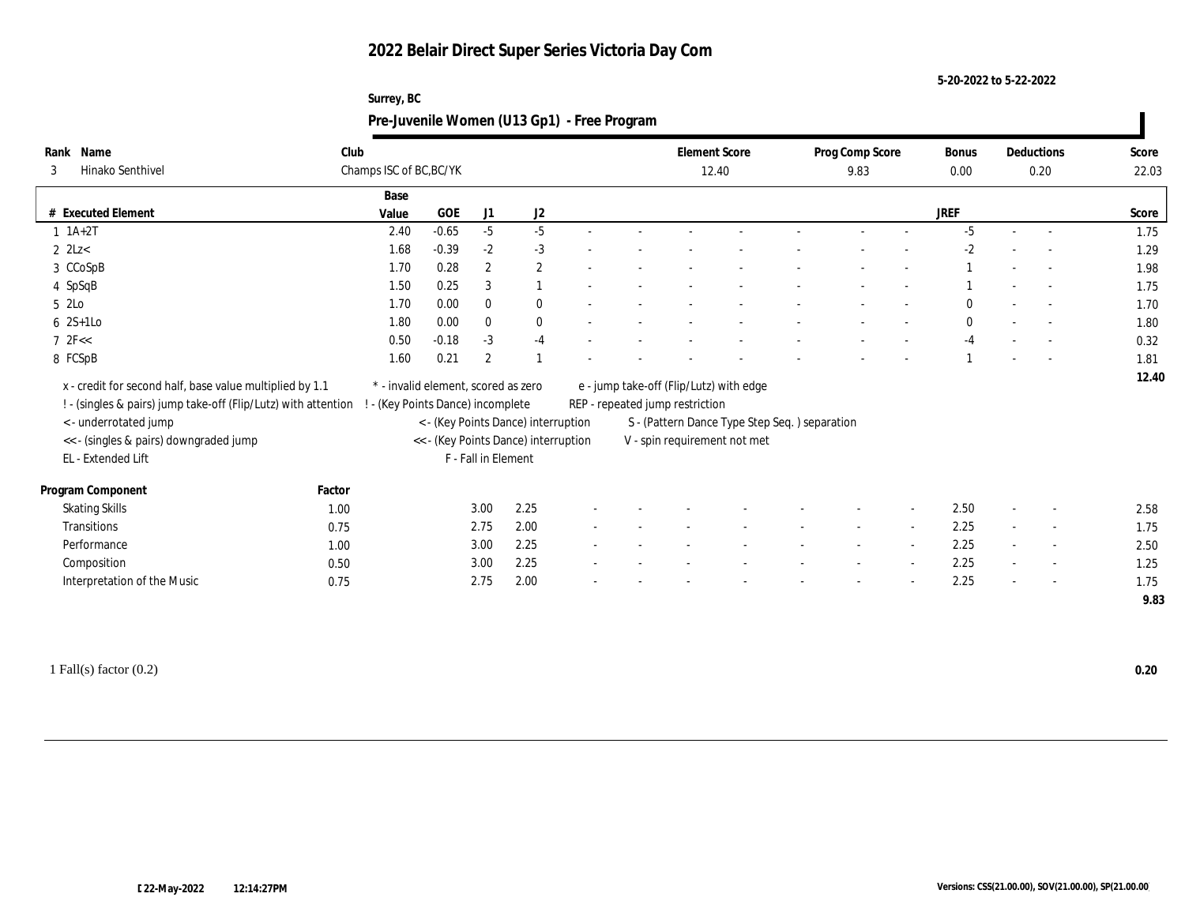# 2022 Belair Direct Super Series Victoria Day Com

5-20-2022 to 5-22-2022

Surrey, BC

## Pre-Juvenile Women (U13 Gp1) - Free Program

| Rank | Name | Club | Element Score | Prog Comp Score | Bonus | Deductions | Score |
|---|---|---|---|---|---|---|---|
| 3 | Hinako Senthivel | Champs ISC of BC,BC/YK | 12.40 | 9.83 | 0.00 | 0.20 | 22.03 |

| # | Executed Element | Base Value | GOE | J1 | J2 | | | | | | | | | JREF | | | Score |
|---|---|---|---|---|---|---|---|---|---|---|---|---|---|---|---|---|---|
| 1 | 1A+2T | 2.40 | -0.65 | -5 | -5 | - | - | - | - | - | - | - | - | -5 | - | - | 1.75 |
| 2 | 2Lz< | 1.68 | -0.39 | -2 | -3 | - | - | - | - | - | - | - | - | -2 | - | - | 1.29 |
| 3 | CCoSpB | 1.70 | 0.28 | 2 | 2 | - | - | - | - | - | - | - | - | 1 | - | - | 1.98 |
| 4 | SpSqB | 1.50 | 0.25 | 3 | 1 | - | - | - | - | - | - | - | - | 1 | - | - | 1.75 |
| 5 | 2Lo | 1.70 | 0.00 | 0 | 0 | - | - | - | - | - | - | - | - | 0 | - | - | 1.70 |
| 6 | 2S+1Lo | 1.80 | 0.00 | 0 | 0 | - | - | - | - | - | - | - | - | 0 | - | - | 1.80 |
| 7 | 2F<< | 0.50 | -0.18 | -3 | -4 | - | - | - | - | - | - | - | - | -4 | - | - | 0.32 |
| 8 | FCSpB | 1.60 | 0.21 | 2 | 1 | - | - | - | - | - | - | - | - | 1 | - | - | 1.81 |
| | | | | | | | | | | | | | | | | | 12.40 |

x - credit for second half, base value multiplied by 1.1
! - (singles & pairs) jump take-off (Flip/Lutz) with attention
< - underrotated jump
<< - (singles & pairs) downgraded jump
EL - Extended Lift
* - invalid element, scored as zero
! - (Key Points Dance) incomplete
< - (Key Points Dance) interruption
<< - (Key Points Dance) interruption
F - Fall in Element
e - jump take-off (Flip/Lutz) with edge
REP - repeated jump restriction
S - (Pattern Dance Type Step Seq. ) separation
V - spin requirement not met

| Program Component | Factor | J1 | J2 | | | | | | | | | JREF | | | Score |
|---|---|---|---|---|---|---|---|---|---|---|---|---|---|---|---|
| Skating Skills | 1.00 | 3.00 | 2.25 | - | - | - | - | - | - | - | - | 2.50 | - | - | 2.58 |
| Transitions | 0.75 | 2.75 | 2.00 | - | - | - | - | - | - | - | - | 2.25 | - | - | 1.75 |
| Performance | 1.00 | 3.00 | 2.25 | - | - | - | - | - | - | - | - | 2.25 | - | - | 2.50 |
| Composition | 0.50 | 3.00 | 2.25 | - | - | - | - | - | - | - | - | 2.25 | - | - | 1.25 |
| Interpretation of the Music | 0.75 | 2.75 | 2.00 | - | - | - | - | - | - | - | - | 2.25 | - | - | 1.75 |
| | | | | | | | | | | | | | | | 9.83 |

1 Fall(s) factor (0.2) **0.20**

22-May-2022 12:14:27PM

Versions: CSS(21.00.00), SOV(21.00.00), SP(21.00.00)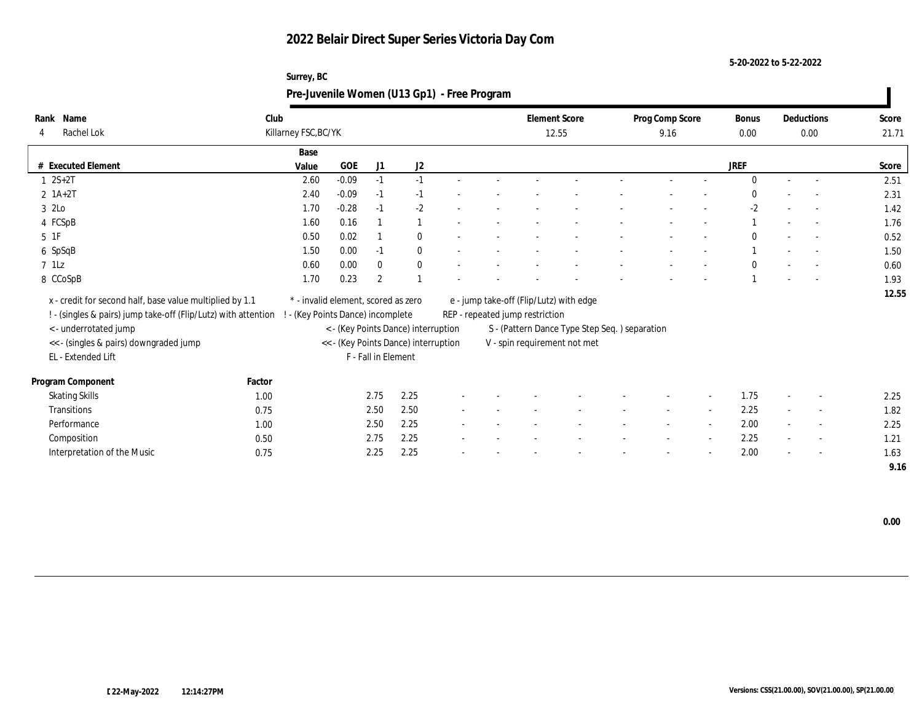# 2022 Belair Direct Super Series Victoria Day Com

5-20-2022 to 5-22-2022

Surrey, BC

## Pre-Juvenile Women (U13 Gp1) - Free Program

| Rank | Name | Club | Element Score | Prog Comp Score | Bonus | Deductions | Score |
|---|---|---|---|---|---|---|---|
| 4 | Rachel Lok | Killarney FSC,BC/YK | 12.55 | 9.16 | 0.00 | 0.00 | 21.71 |

| # | Executed Element | Base Value | GOE | J1 | J2 | | | | | | | | | JREF | | | Score |
|---|---|---|---|---|---|---|---|---|---|---|---|---|---|---|---|---|---|
| 1 | 2S+2T | 2.60 | -0.09 | -1 | -1 | - | - | - | - | - | - | - | | 0 | - | - | 2.51 |
| 2 | 1A+2T | 2.40 | -0.09 | -1 | -1 | - | - | - | - | - | - | - | | 0 | - | - | 2.31 |
| 3 | 2Lo | 1.70 | -0.28 | -1 | -2 | - | - | - | - | - | - | - | | -2 | - | - | 1.42 |
| 4 | FCSpB | 1.60 | 0.16 | 1 | 1 | - | - | - | - | - | - | - | | 1 | - | - | 1.76 |
| 5 | 1F | 0.50 | 0.02 | 1 | 0 | - | - | - | - | - | - | - | | 0 | - | - | 0.52 |
| 6 | SpSqB | 1.50 | 0.00 | -1 | 0 | - | - | - | - | - | - | - | | 1 | - | - | 1.50 |
| 7 | 1Lz | 0.60 | 0.00 | 0 | 0 | - | - | - | - | - | - | - | | 0 | - | - | 0.60 |
| 8 | CCoSpB | 1.70 | 0.23 | 2 | 1 | - | - | - | - | - | - | - | | 1 | - | - | 1.93 |
| | | | | | | | | | | | | | | | | | 12.55 |

x - credit for second half, base value multiplied by 1.1
! - (singles & pairs) jump take-off (Flip/Lutz) with attention
< - underrotated jump
<< - (singles & pairs) downgraded jump
EL - Extended Lift
\* - invalid element, scored as zero
! - (Key Points Dance) incomplete
< - (Key Points Dance) interruption
<< - (Key Points Dance) interruption
F - Fall in Element
e - jump take-off (Flip/Lutz) with edge
REP - repeated jump restriction
S - (Pattern Dance Type Step Seq. ) separation
V - spin requirement not met

| Program Component | Factor | J1 | J2 | | | | | | | | | JREF | | | Score |
|---|---|---|---|---|---|---|---|---|---|---|---|---|---|---|---|
| Skating Skills | 1.00 | 2.75 | 2.25 | - | - | - | - | - | - | - | | 1.75 | - | - | 2.25 |
| Transitions | 0.75 | 2.50 | 2.50 | - | - | - | - | - | - | - | | 2.25 | - | - | 1.82 |
| Performance | 1.00 | 2.50 | 2.25 | - | - | - | - | - | - | - | | 2.00 | - | - | 2.25 |
| Composition | 0.50 | 2.75 | 2.25 | - | - | - | - | - | - | - | | 2.25 | - | - | 1.21 |
| Interpretation of the Music | 0.75 | 2.25 | 2.25 | - | - | - | - | - | - | - | | 2.00 | - | - | 1.63 |
| | | | | | | | | | | | | | | | 9.16 |

0.00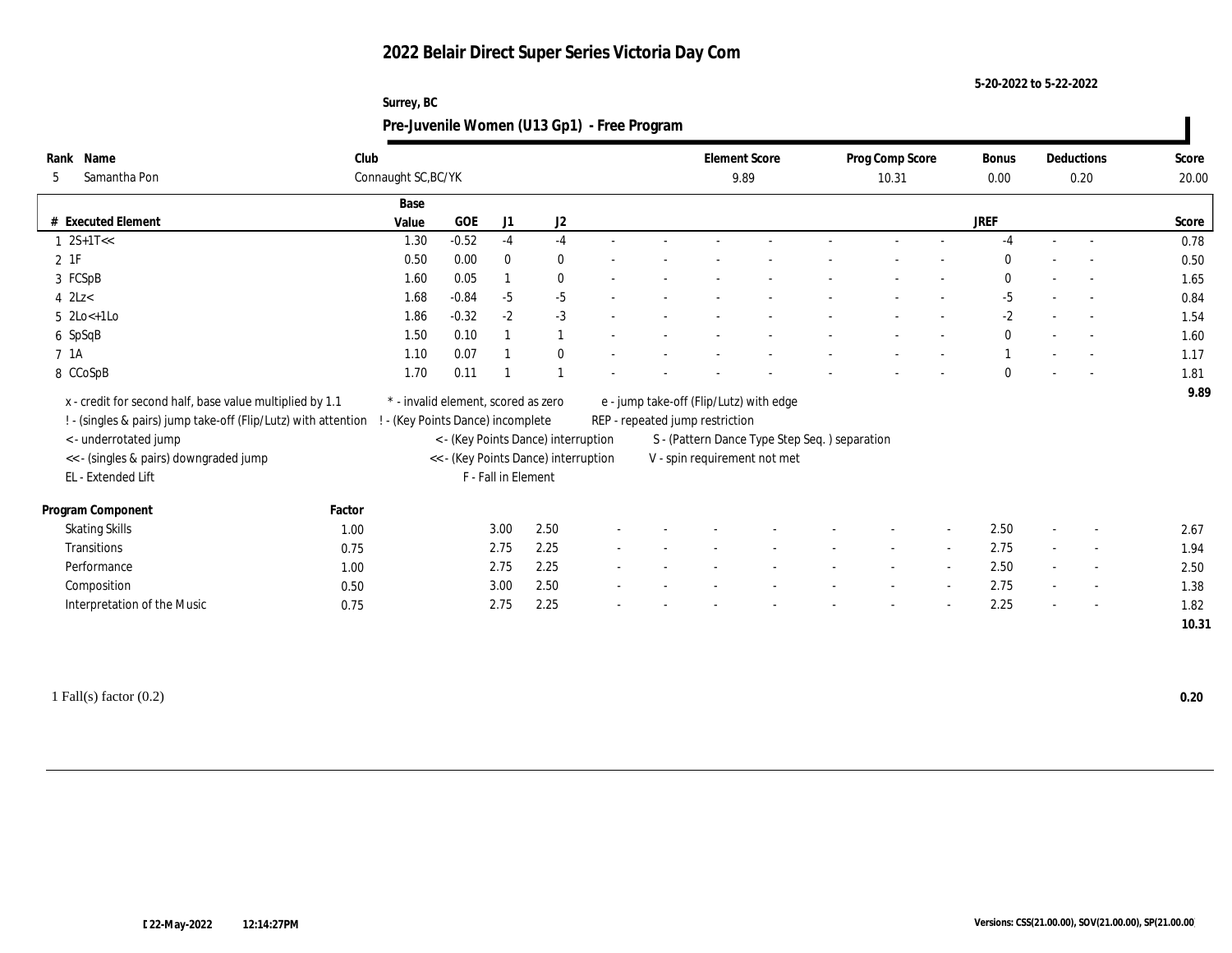# 2022 Belair Direct Super Series Victoria Day Com

5-20-2022 to 5-22-2022

Surrey, BC

## Pre-Juvenile Women (U13 Gp1) - Free Program

| Rank | Name | Club | Element Score | Prog Comp Score | Bonus | Deductions | Score |
|---|---|---|---|---|---|---|---|
| 5 | Samantha Pon | Connaught SC,BC/YK | 9.89 | 10.31 | 0.00 | 0.20 | 20.00 |

| # | Executed Element | Base Value | GOE | J1 | J2 | | | | | | | | | | JREF | | | Score |
|---|---|---|---|---|---|---|---|---|---|---|---|---|---|---|---|---|---|---|
| 1 | 2S+1T<< | 1.30 | -0.52 | -4 | -4 | - | - | - | - | - | - | - | - | - | -4 | - | - | 0.78 |
| 2 | 1F | 0.50 | 0.00 | 0 | 0 | - | - | - | - | - | - | - | - | - | 0 | - | - | 0.50 |
| 3 | FCSpB | 1.60 | 0.05 | 1 | 0 | - | - | - | - | - | - | - | - | - | 0 | - | - | 1.65 |
| 4 | 2Lz< | 1.68 | -0.84 | -5 | -5 | - | - | - | - | - | - | - | - | - | -5 | - | - | 0.84 |
| 5 | 2Lo<+1Lo | 1.86 | -0.32 | -2 | -3 | - | - | - | - | - | - | - | - | - | -2 | - | - | 1.54 |
| 6 | SpSqB | 1.50 | 0.10 | 1 | 1 | - | - | - | - | - | - | - | - | - | 0 | - | - | 1.60 |
| 7 | 1A | 1.10 | 0.07 | 1 | 0 | - | - | - | - | - | - | - | - | - | 1 | - | - | 1.17 |
| 8 | CCoSpB | 1.70 | 0.11 | 1 | 1 | - | - | - | - | - | - | - | - | - | 0 | - | - | 1.81 |
| | | | | | | | | | | | | | | | | | | 9.89 |

x - credit for second half, base value multiplied by 1.1
! - (singles & pairs) jump take-off (Flip/Lutz) with attention
< - underrotated jump
<< - (singles & pairs) downgraded jump
EL - Extended Lift
* - invalid element, scored as zero
! - (Key Points Dance) incomplete
< - (Key Points Dance) interruption
<< - (Key Points Dance) interruption
F - Fall in Element
e - jump take-off (Flip/Lutz) with edge
REP - repeated jump restriction
S - (Pattern Dance Type Step Seq. ) separation
V - spin requirement not met

| Program Component | Factor | J1 | J2 | | | | | | | | | | JREF | | | Score |
|---|---|---|---|---|---|---|---|---|---|---|---|---|---|---|---|---|
| Skating Skills | 1.00 | 3.00 | 2.50 | - | - | - | - | - | - | - | - | - | 2.50 | - | - | 2.67 |
| Transitions | 0.75 | 2.75 | 2.25 | - | - | - | - | - | - | - | - | - | 2.75 | - | - | 1.94 |
| Performance | 1.00 | 2.75 | 2.25 | - | - | - | - | - | - | - | - | - | 2.50 | - | - | 2.50 |
| Composition | 0.50 | 3.00 | 2.50 | - | - | - | - | - | - | - | - | - | 2.75 | - | - | 1.38 |
| Interpretation of the Music | 0.75 | 2.75 | 2.25 | - | - | - | - | - | - | - | - | - | 2.25 | - | - | 1.82 |
| | | | | | | | | | | | | | | | | 10.31 |

1 Fall(s) factor (0.2) **0.20**

22-May-2022 12:14:27PM

Versions: CSS(21.00.00), SOV(21.00.00), SP(21.00.00)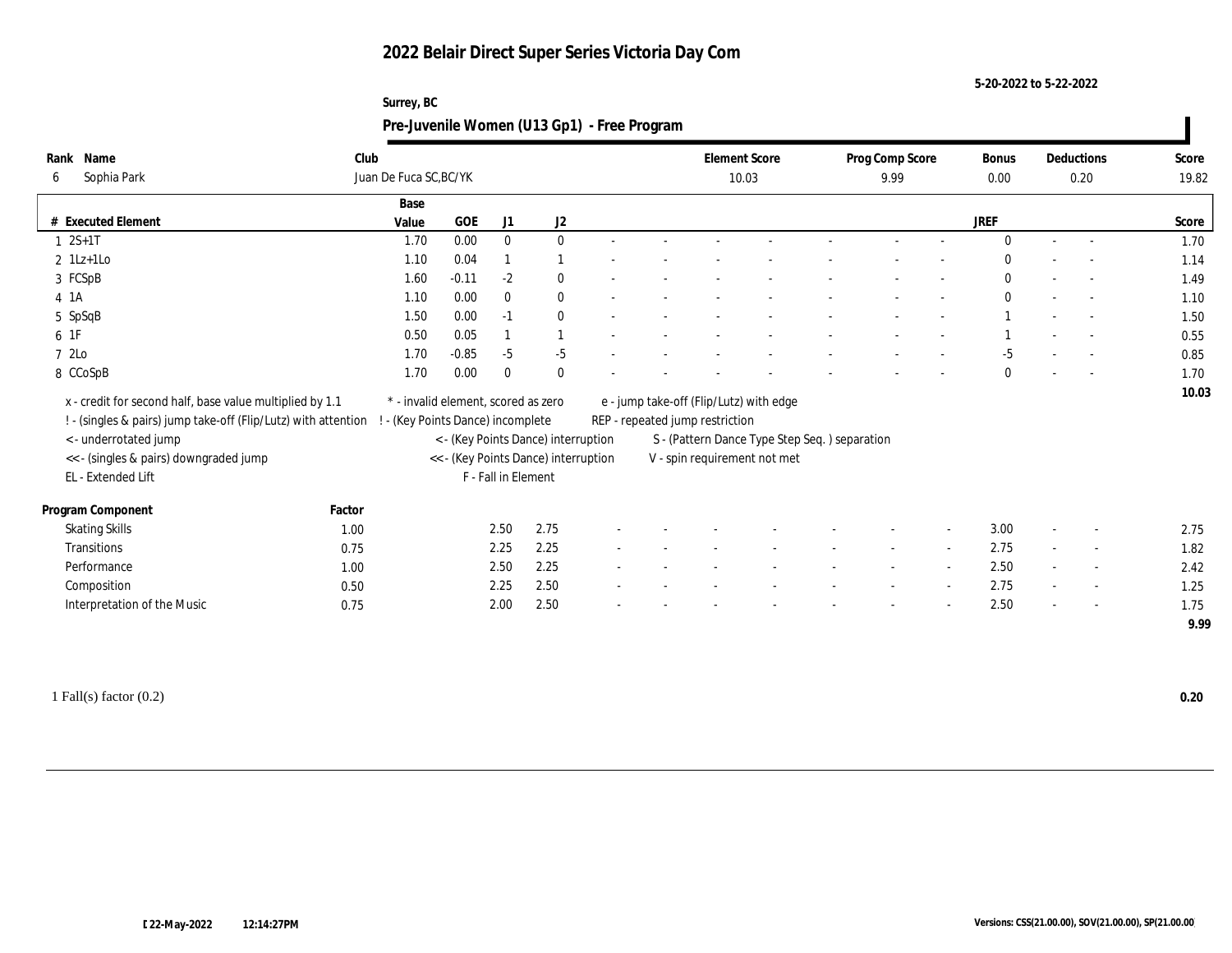# 2022 Belair Direct Super Series Victoria Day Com

5-20-2022 to 5-22-2022

Surrey, BC

## Pre-Juvenile Women (U13 Gp1) - Free Program

| Rank | Name | Club | Element Score | Prog Comp Score | Bonus | Deductions | Score |
|---|---|---|---|---|---|---|---|
| 6 | Sophia Park | Juan De Fuca SC,BC/YK | 10.03 | 9.99 | 0.00 | 0.20 | 19.82 |

| # | Executed Element | Base Value | GOE | J1 | J2 | | | | | | | | | JREF | | | Score |
|---|---|---|---|---|---|---|---|---|---|---|---|---|---|---|---|---|---|
| 1 | 2S+1T | 1.70 | 0.00 | 0 | 0 | - | - | - | - | - | - | - | - | 0 | - | - | 1.70 |
| 2 | 1Lz+1Lo | 1.10 | 0.04 | 1 | 1 | - | - | - | - | - | - | - | - | 0 | - | - | 1.14 |
| 3 | FCSpB | 1.60 | -0.11 | -2 | 0 | - | - | - | - | - | - | - | - | 0 | - | - | 1.49 |
| 4 | 1A | 1.10 | 0.00 | 0 | 0 | - | - | - | - | - | - | - | - | 0 | - | - | 1.10 |
| 5 | SpSqB | 1.50 | 0.00 | -1 | 0 | - | - | - | - | - | - | - | - | 1 | - | - | 1.50 |
| 6 | 1F | 0.50 | 0.05 | 1 | 1 | - | - | - | - | - | - | - | - | 1 | - | - | 0.55 |
| 7 | 2Lo | 1.70 | -0.85 | -5 | -5 | - | - | - | - | - | - | - | - | -5 | - | - | 0.85 |
| 8 | CCoSpB | 1.70 | 0.00 | 0 | 0 | - | - | - | - | - | - | - | - | 0 | - | - | 1.70 |
| | | | | | | | | | | | | | | | | | 10.03 |

x - credit for second half, base value multiplied by 1.1
! - (singles & pairs) jump take-off (Flip/Lutz) with attention
< - underrotated jump
<< - (singles & pairs) downgraded jump
EL - Extended Lift
\* - invalid element, scored as zero
! - (Key Points Dance) incomplete
< - (Key Points Dance) interruption
<< - (Key Points Dance) interruption
F - Fall in Element
e - jump take-off (Flip/Lutz) with edge
REP - repeated jump restriction
S - (Pattern Dance Type Step Seq. ) separation
V - spin requirement not met

| Program Component | Factor | J1 | J2 | | | | | | | | | JREF | | | Score |
|---|---|---|---|---|---|---|---|---|---|---|---|---|---|---|---|
| Skating Skills | 1.00 | 2.50 | 2.75 | - | - | - | - | - | - | - | - | 3.00 | - | - | 2.75 |
| Transitions | 0.75 | 2.25 | 2.25 | - | - | - | - | - | - | - | - | 2.75 | - | - | 1.82 |
| Performance | 1.00 | 2.50 | 2.25 | - | - | - | - | - | - | - | - | 2.50 | - | - | 2.42 |
| Composition | 0.50 | 2.25 | 2.50 | - | - | - | - | - | - | - | - | 2.75 | - | - | 1.25 |
| Interpretation of the Music | 0.75 | 2.00 | 2.50 | - | - | - | - | - | - | - | - | 2.50 | - | - | 1.75 |
| | | | | | | | | | | | | | | | 9.99 |

1 Fall(s) factor (0.2) **0.20**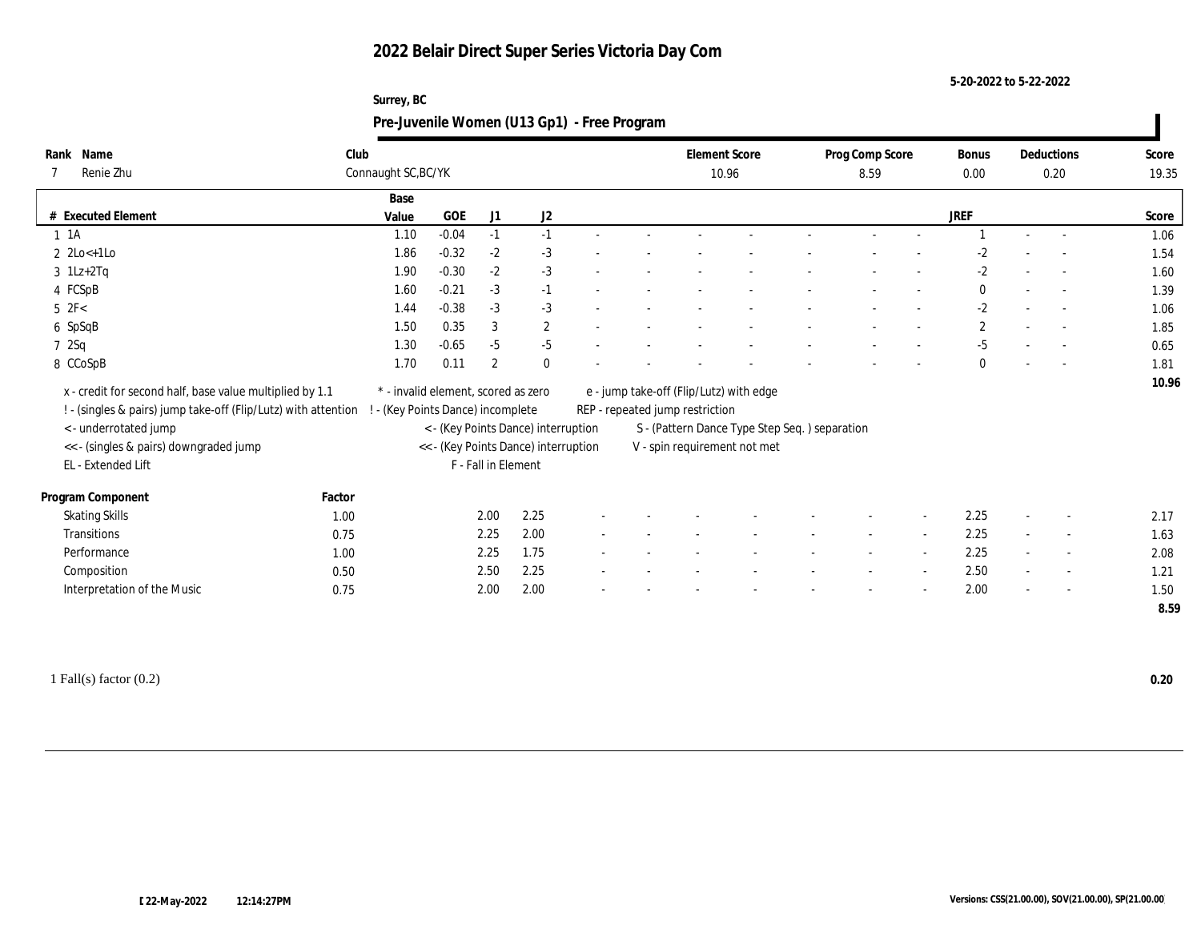# 2022 Belair Direct Super Series Victoria Day Com

5-20-2022 to 5-22-2022

Surrey, BC

## Pre-Juvenile Women (U13 Gp1) - Free Program

| Rank | Name | Club | Element Score | Prog Comp Score | Bonus | Deductions | Score |
|---|---|---|---|---|---|---|---|
| 7 | Renie Zhu | Connaught SC,BC/YK | 10.96 | 8.59 | 0.00 | 0.20 | 19.35 |

| # | Executed Element | Base Value | GOE | J1 | J2 | | | | | | | | | JREF | | | Score |
|---|---|---|---|---|---|---|---|---|---|---|---|---|---|---|---|---|---|
| 1 | 1A | 1.10 | -0.04 | -1 | -1 | - | - | - | - | - | - | - | | 1 | - | - | 1.06 |
| 2 | 2Lo<+1Lo | 1.86 | -0.32 | -2 | -3 | - | - | - | - | - | - | - | | -2 | - | - | 1.54 |
| 3 | 1Lz+2Tq | 1.90 | -0.30 | -2 | -3 | - | - | - | - | - | - | - | | -2 | - | - | 1.60 |
| 4 | FCSpB | 1.60 | -0.21 | -3 | -1 | - | - | - | - | - | - | - | | 0 | - | - | 1.39 |
| 5 | 2F< | 1.44 | -0.38 | -3 | -3 | - | - | - | - | - | - | - | | -2 | - | - | 1.06 |
| 6 | SpSqB | 1.50 | 0.35 | 3 | 2 | - | - | - | - | - | - | - | | 2 | - | - | 1.85 |
| 7 | 2Sq | 1.30 | -0.65 | -5 | -5 | - | - | - | - | - | - | - | | -5 | - | - | 0.65 |
| 8 | CCoSpB | 1.70 | 0.11 | 2 | 0 | - | - | - | - | - | - | - | | 0 | - | - | 1.81 |
| | | | | | | | | | | | | | | | | | 10.96 |

x - credit for second half, base value multiplied by 1.1
! - (singles & pairs) jump take-off (Flip/Lutz) with attention
< - underrotated jump
<< - (singles & pairs) downgraded jump
EL - Extended Lift
* - invalid element, scored as zero
! - (Key Points Dance) incomplete
< - (Key Points Dance) interruption
<< - (Key Points Dance) interruption
F - Fall in Element
e - jump take-off (Flip/Lutz) with edge
REP - repeated jump restriction
S - (Pattern Dance Type Step Seq. ) separation
V - spin requirement not met

| Program Component | Factor | J1 | J2 | | | | | | | | | JREF | | | Score |
|---|---|---|---|---|---|---|---|---|---|---|---|---|---|---|---|
| Skating Skills | 1.00 | 2.00 | 2.25 | - | - | - | - | - | - | - | - | 2.25 | - | - | 2.17 |
| Transitions | 0.75 | 2.25 | 2.00 | - | - | - | - | - | - | - | - | 2.25 | - | - | 1.63 |
| Performance | 1.00 | 2.25 | 1.75 | - | - | - | - | - | - | - | - | 2.25 | - | - | 2.08 |
| Composition | 0.50 | 2.50 | 2.25 | - | - | - | - | - | - | - | - | 2.50 | - | - | 1.21 |
| Interpretation of the Music | 0.75 | 2.00 | 2.00 | - | - | - | - | - | - | - | - | 2.00 | - | - | 1.50 |
| | | | | | | | | | | | | | | | 8.59 |

1 Fall(s) factor (0.2) **0.20**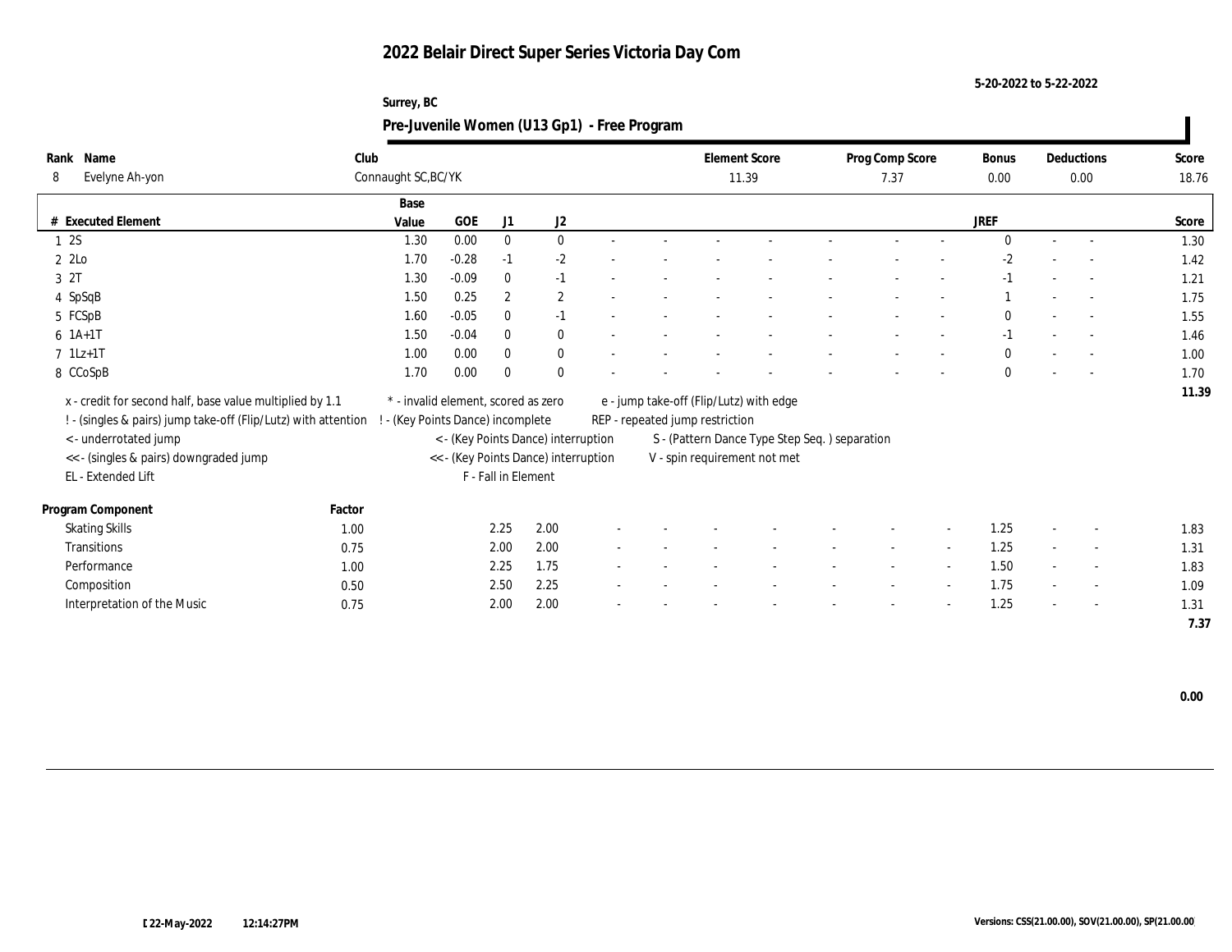# 2022 Belair Direct Super Series Victoria Day Com

5-20-2022 to 5-22-2022

Surrey, BC

## Pre-Juvenile Women (U13 Gp1) - Free Program

| Rank | Name | Club | Element Score | Prog Comp Score | Bonus | Deductions | Score |
|---|---|---|---|---|---|---|---|
| 8 | Evelyne Ah-yon | Connaught SC,BC/YK | 11.39 | 7.37 | 0.00 | 0.00 | 18.76 |

| # | Executed Element | Base Value | GOE | J1 | J2 | | | | | | | | | JREF | | | Score |
|---|---|---|---|---|---|---|---|---|---|---|---|---|---|---|---|---|---|
| 1 | 2S | 1.30 | 0.00 | 0 | 0 | - | - | - | - | - | - | - | - | 0 | - | - | 1.30 |
| 2 | 2Lo | 1.70 | -0.28 | -1 | -2 | - | - | - | - | - | - | - | - | -2 | - | - | 1.42 |
| 3 | 2T | 1.30 | -0.09 | 0 | -1 | - | - | - | - | - | - | - | - | -1 | - | - | 1.21 |
| 4 | SpSqB | 1.50 | 0.25 | 2 | 2 | - | - | - | - | - | - | - | - | 1 | - | - | 1.75 |
| 5 | FCSpB | 1.60 | -0.05 | 0 | -1 | - | - | - | - | - | - | - | - | 0 | - | - | 1.55 |
| 6 | 1A+1T | 1.50 | -0.04 | 0 | 0 | - | - | - | - | - | - | - | - | -1 | - | - | 1.46 |
| 7 | 1Lz+1T | 1.00 | 0.00 | 0 | 0 | - | - | - | - | - | - | - | - | 0 | - | - | 1.00 |
| 8 | CCoSpB | 1.70 | 0.00 | 0 | 0 | - | - | - | - | - | - | - | - | 0 | - | - | 1.70 |
| | | | | | | | | | | | | | | | | | 11.39 |

x - credit for second half, base value multiplied by 1.1
! - (singles & pairs) jump take-off (Flip/Lutz) with attention
< - underrotated jump
<< - (singles & pairs) downgraded jump
EL - Extended Lift
* - invalid element, scored as zero
! - (Key Points Dance) incomplete
< - (Key Points Dance) interruption
<< - (Key Points Dance) interruption
F - Fall in Element
e - jump take-off (Flip/Lutz) with edge
REP - repeated jump restriction
S - (Pattern Dance Type Step Seq. ) separation
V - spin requirement not met

| Program Component | Factor | J1 | J2 | | | | | | | | | JREF | | | Score |
|---|---|---|---|---|---|---|---|---|---|---|---|---|---|---|---|
| Skating Skills | 1.00 | 2.25 | 2.00 | - | - | - | - | - | - | - | - | 1.25 | - | - | 1.83 |
| Transitions | 0.75 | 2.00 | 2.00 | - | - | - | - | - | - | - | - | 1.25 | - | - | 1.31 |
| Performance | 1.00 | 2.25 | 1.75 | - | - | - | - | - | - | - | - | 1.50 | - | - | 1.83 |
| Composition | 0.50 | 2.50 | 2.25 | - | - | - | - | - | - | - | - | 1.75 | - | - | 1.09 |
| Interpretation of the Music | 0.75 | 2.00 | 2.00 | - | - | - | - | - | - | - | - | 1.25 | - | - | 1.31 |
| | | | | | | | | | | | | | | | 7.37 |

0.00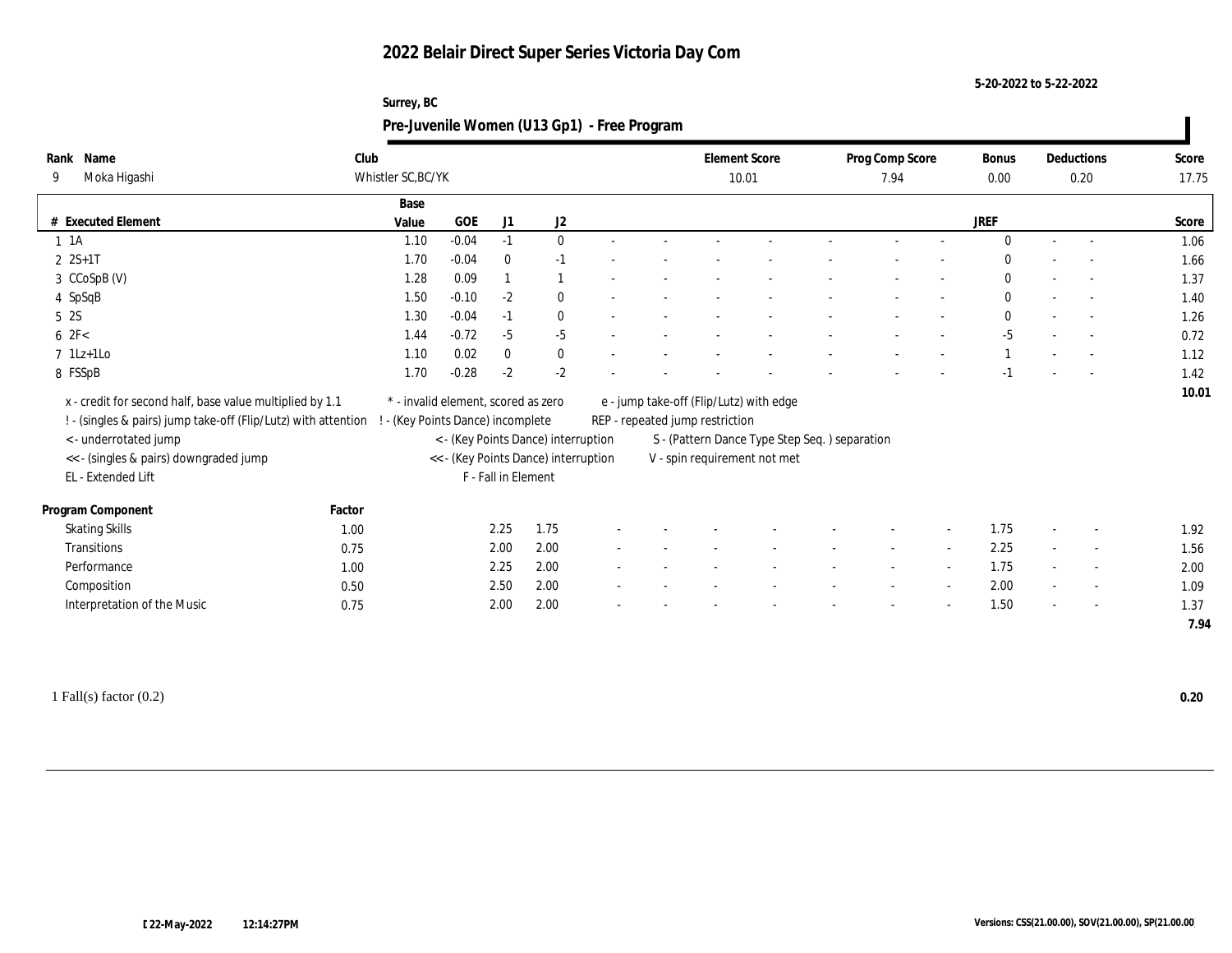# 2022 Belair Direct Super Series Victoria Day Com

5-20-2022 to 5-22-2022

Surrey, BC

## Pre-Juvenile Women (U13 Gp1) - Free Program

| Rank | Name | Club | Element Score | Prog Comp Score | Bonus | Deductions | Score |
|---|---|---|---|---|---|---|---|
| 9 | Moka Higashi | Whistler SC,BC/YK | 10.01 | 7.94 | 0.00 | 0.20 | 17.75 |

| # | Executed Element | Base Value | GOE | J1 | J2 | | | | | | | | | JREF | | | Score |
|---|---|---|---|---|---|---|---|---|---|---|---|---|---|---|---|---|---|
| 1 | 1A | 1.10 | -0.04 | -1 | 0 | - | - | - | - | - | - | - | - | 0 | - | - | 1.06 |
| 2 | 2S+1T | 1.70 | -0.04 | 0 | -1 | - | - | - | - | - | - | - | - | 0 | - | - | 1.66 |
| 3 | CCoSpB (V) | 1.28 | 0.09 | 1 | 1 | - | - | - | - | - | - | - | - | 0 | - | - | 1.37 |
| 4 | SpSqB | 1.50 | -0.10 | -2 | 0 | - | - | - | - | - | - | - | - | 0 | - | - | 1.40 |
| 5 | 2S | 1.30 | -0.04 | -1 | 0 | - | - | - | - | - | - | - | - | 0 | - | - | 1.26 |
| 6 | 2F< | 1.44 | -0.72 | -5 | -5 | - | - | - | - | - | - | - | - | -5 | - | - | 0.72 |
| 7 | 1Lz+1Lo | 1.10 | 0.02 | 0 | 0 | - | - | - | - | - | - | - | - | 1 | - | - | 1.12 |
| 8 | FSSpB | 1.70 | -0.28 | -2 | -2 | - | - | - | - | - | - | - | - | -1 | - | - | 1.42 |
| | | | | | | | | | | | | | | | | | 10.01 |

x - credit for second half, base value multiplied by 1.1
! - (singles & pairs) jump take-off (Flip/Lutz) with attention
< - underrotated jump
<< - (singles & pairs) downgraded jump
EL - Extended Lift
\* - invalid element, scored as zero
! - (Key Points Dance) incomplete
< - (Key Points Dance) interruption
<< - (Key Points Dance) interruption
F - Fall in Element
e - jump take-off (Flip/Lutz) with edge
REP - repeated jump restriction
S - (Pattern Dance Type Step Seq. ) separation
V - spin requirement not met

| Program Component | Factor | J1 | J2 | | | | | | | | | JREF | | | Score |
|---|---|---|---|---|---|---|---|---|---|---|---|---|---|---|---|
| Skating Skills | 1.00 | 2.25 | 1.75 | - | - | - | - | - | - | - | - | 1.75 | - | - | 1.92 |
| Transitions | 0.75 | 2.00 | 2.00 | - | - | - | - | - | - | - | - | 2.25 | - | - | 1.56 |
| Performance | 1.00 | 2.25 | 2.00 | - | - | - | - | - | - | - | - | 1.75 | - | - | 2.00 |
| Composition | 0.50 | 2.50 | 2.00 | - | - | - | - | - | - | - | - | 2.00 | - | - | 1.09 |
| Interpretation of the Music | 0.75 | 2.00 | 2.00 | - | - | - | - | - | - | - | - | 1.50 | - | - | 1.37 |
| | | | | | | | | | | | | | | | 7.94 |

1 Fall(s) factor (0.2) **0.20**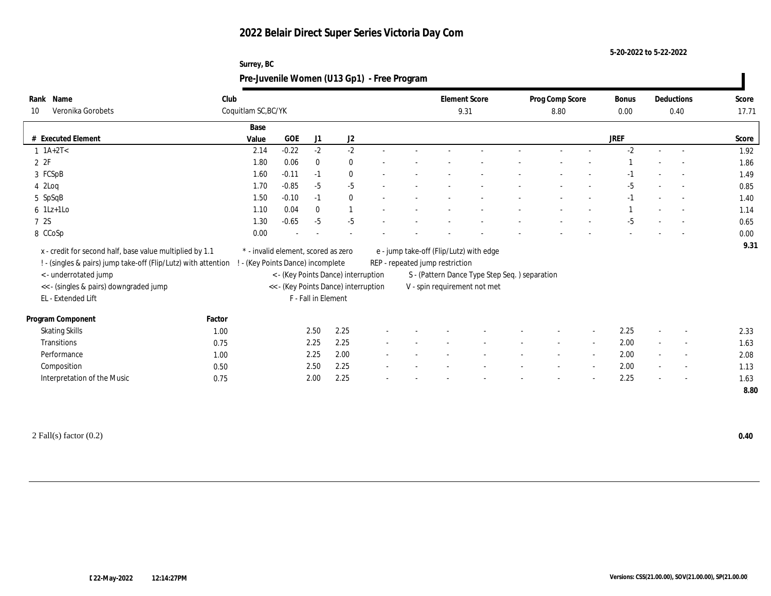# 2022 Belair Direct Super Series Victoria Day Com

5-20-2022 to 5-22-2022

Surrey, BC

## Pre-Juvenile Women (U13 Gp1) - Free Program

| Rank | Name | Club | Element Score | Prog Comp Score | Bonus | Deductions | Score |
|---|---|---|---|---|---|---|---|
| 10 | Veronika Gorobets | Coquitlam SC,BC/YK | 9.31 | 8.80 | 0.00 | 0.40 | 17.71 |

| # | Executed Element | Base Value | GOE | J1 | J2 | | | | | | | | | JREF | | | Score |
|---|---|---|---|---|---|---|---|---|---|---|---|---|---|---|---|---|---|
| 1 | 1A+2T< | 2.14 | -0.22 | -2 | -2 | - | - | - | - | - | - | - | - | -2 | - | - | 1.92 |
| 2 | 2F | 1.80 | 0.06 | 0 | 0 | - | - | - | - | - | - | - | - | 1 | - | - | 1.86 |
| 3 | FCSpB | 1.60 | -0.11 | -1 | 0 | - | - | - | - | - | - | - | - | -1 | - | - | 1.49 |
| 4 | 2Loq | 1.70 | -0.85 | -5 | -5 | - | - | - | - | - | - | - | - | -5 | - | - | 0.85 |
| 5 | SpSqB | 1.50 | -0.10 | -1 | 0 | - | - | - | - | - | - | - | - | -1 | - | - | 1.40 |
| 6 | 1Lz+1Lo | 1.10 | 0.04 | 0 | 1 | - | - | - | - | - | - | - | - | 1 | - | - | 1.14 |
| 7 | 2S | 1.30 | -0.65 | -5 | -5 | - | - | - | - | - | - | - | - | -5 | - | - | 0.65 |
| 8 | CCoSp | 0.00 | - | - | - | - | - | - | - | - | - | - | - | - | - | - | 0.00 |
| | | | | | | | | | | | | | | | | | 9.31 |

x - credit for second half, base value multiplied by 1.1
! - (singles & pairs) jump take-off (Flip/Lutz) with attention
< - underrotated jump
<< - (singles & pairs) downgraded jump
EL - Extended Lift
* - invalid element, scored as zero
! - (Key Points Dance) incomplete
< - (Key Points Dance) interruption
<< - (Key Points Dance) interruption
F - Fall in Element
e - jump take-off (Flip/Lutz) with edge
REP - repeated jump restriction
S - (Pattern Dance Type Step Seq. ) separation
V - spin requirement not met

| Program Component | Factor | J1 | J2 | | | | | | | | | JREF | | | Score |
|---|---|---|---|---|---|---|---|---|---|---|---|---|---|---|---|
| Skating Skills | 1.00 | 2.50 | 2.25 | - | - | - | - | - | - | - | - | 2.25 | - | - | 2.33 |
| Transitions | 0.75 | 2.25 | 2.25 | - | - | - | - | - | - | - | - | 2.00 | - | - | 1.63 |
| Performance | 1.00 | 2.25 | 2.00 | - | - | - | - | - | - | - | - | 2.00 | - | - | 2.08 |
| Composition | 0.50 | 2.50 | 2.25 | - | - | - | - | - | - | - | - | 2.00 | - | - | 1.13 |
| Interpretation of the Music | 0.75 | 2.00 | 2.25 | - | - | - | - | - | - | - | - | 2.25 | - | - | 1.63 |
| | | | | | | | | | | | | | | | 8.80 |

2 Fall(s) factor (0.2) **0.40**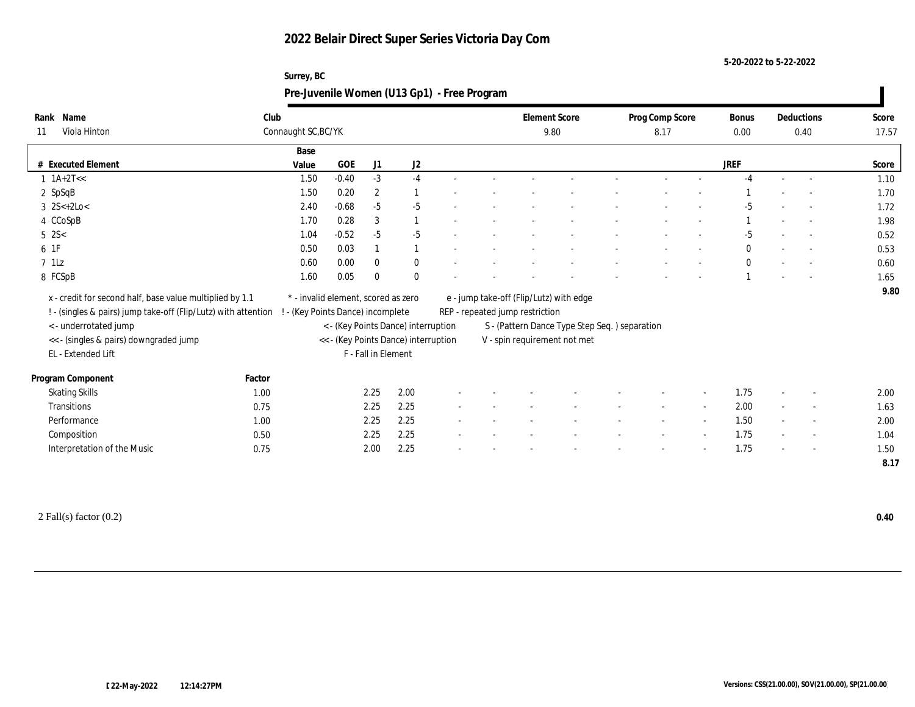# 2022 Belair Direct Super Series Victoria Day Com

5-20-2022 to 5-22-2022

Surrey, BC

## Pre-Juvenile Women (U13 Gp1) - Free Program

| Rank | Name | Club | Element Score | Prog Comp Score | Bonus | Deductions | Score |
|---|---|---|---|---|---|---|---|
| 11 | Viola Hinton | Connaught SC,BC/YK | 9.80 | 8.17 | 0.00 | 0.40 | 17.57 |

| # | Executed Element | Base Value | GOE | J1 | J2 | | | | | | | | | | JREF | | | Score |
|---|---|---|---|---|---|---|---|---|---|---|---|---|---|---|---|---|---|---|
| 1 | 1A+2T<< | 1.50 | -0.40 | -3 | -4 | - | - | - | - | - | - | - | - | - | -4 | - | - | 1.10 |
| 2 | SpSqB | 1.50 | 0.20 | 2 | 1 | - | - | - | - | - | - | - | - | - | 1 | - | - | 1.70 |
| 3 | 2S<+2Lo< | 2.40 | -0.68 | -5 | -5 | - | - | - | - | - | - | - | - | - | -5 | - | - | 1.72 |
| 4 | CCoSpB | 1.70 | 0.28 | 3 | 1 | - | - | - | - | - | - | - | - | - | 1 | - | - | 1.98 |
| 5 | 2S< | 1.04 | -0.52 | -5 | -5 | - | - | - | - | - | - | - | - | - | -5 | - | - | 0.52 |
| 6 | 1F | 0.50 | 0.03 | 1 | 1 | - | - | - | - | - | - | - | - | - | 0 | - | - | 0.53 |
| 7 | 1Lz | 0.60 | 0.00 | 0 | 0 | - | - | - | - | - | - | - | - | - | 0 | - | - | 0.60 |
| 8 | FCSpB | 1.60 | 0.05 | 0 | 0 | - | - | - | - | - | - | - | - | - | 1 | - | - | 1.65 |
| | | | | | | | | | | | | | | | | | | 9.80 |

x - credit for second half, base value multiplied by 1.1
! - (singles & pairs) jump take-off (Flip/Lutz) with attention
< - underrotated jump
<< - (singles & pairs) downgraded jump
EL - Extended Lift
\* - invalid element, scored as zero
! - (Key Points Dance) incomplete
< - (Key Points Dance) interruption
<< - (Key Points Dance) interruption
F - Fall in Element
e - jump take-off (Flip/Lutz) with edge
REP - repeated jump restriction
S - (Pattern Dance Type Step Seq. ) separation
V - spin requirement not met

| Program Component | Factor | J1 | J2 | | | | | | | | | | JREF | | | Score |
|---|---|---|---|---|---|---|---|---|---|---|---|---|---|---|---|---|
| Skating Skills | 1.00 | 2.25 | 2.00 | - | - | - | - | - | - | - | - | - | 1.75 | - | - | 2.00 |
| Transitions | 0.75 | 2.25 | 2.25 | - | - | - | - | - | - | - | - | - | 2.00 | - | - | 1.63 |
| Performance | 1.00 | 2.25 | 2.25 | - | - | - | - | - | - | - | - | - | 1.50 | - | - | 2.00 |
| Composition | 0.50 | 2.25 | 2.25 | - | - | - | - | - | - | - | - | - | 1.75 | - | - | 1.04 |
| Interpretation of the Music | 0.75 | 2.00 | 2.25 | - | - | - | - | - | - | - | - | - | 1.75 | - | - | 1.50 |
| | | | | | | | | | | | | | | | | 8.17 |

2 Fall(s) factor (0.2) **0.40**

22-May-2022 12:14:27PM

Versions: CSS(21.00.00), SOV(21.00.00), SP(21.00.00)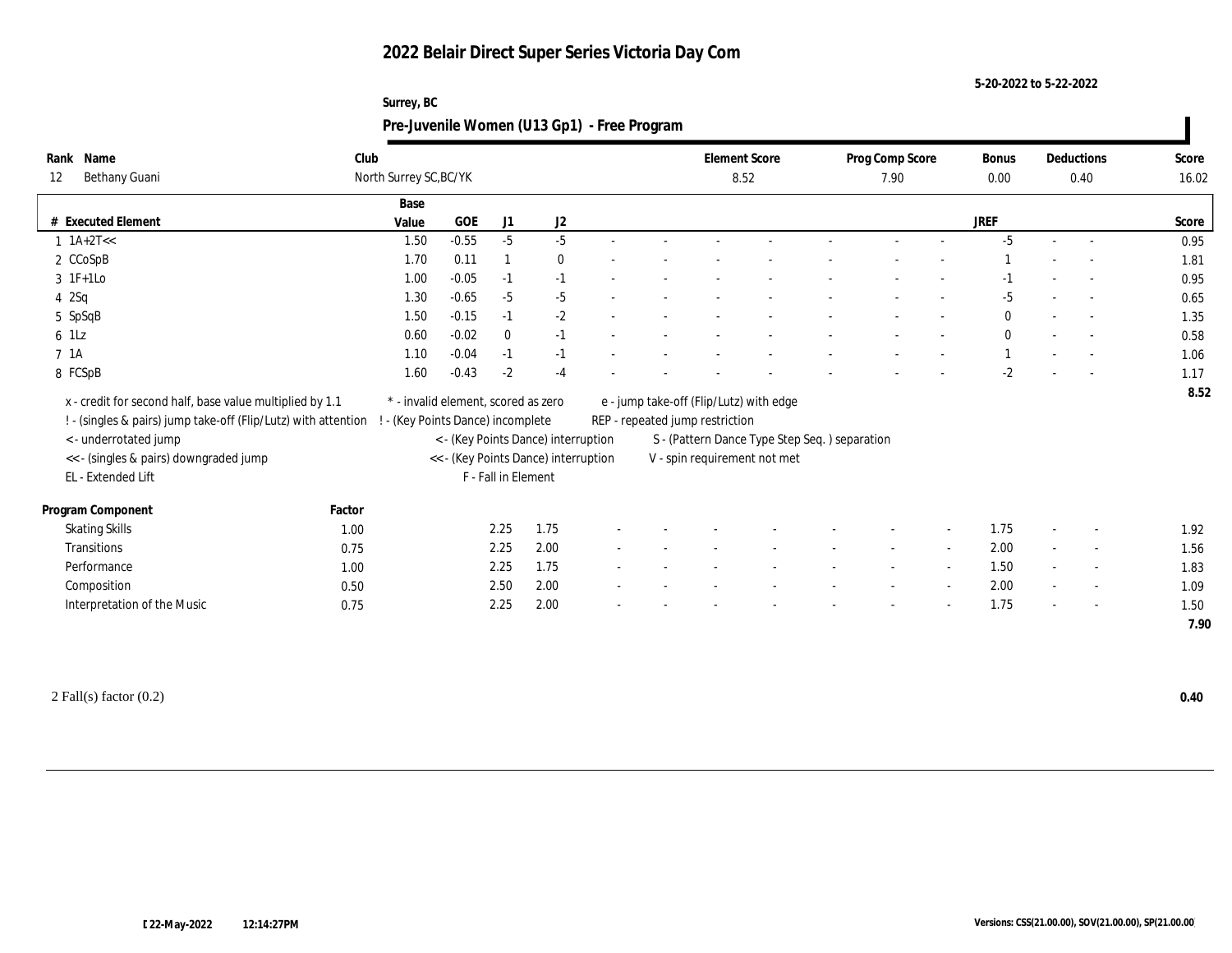# 2022 Belair Direct Super Series Victoria Day Com

5-20-2022 to 5-22-2022

Surrey, BC

## Pre-Juvenile Women (U13 Gp1) - Free Program

| Rank | Name | Club | Element Score | Prog Comp Score | Bonus | Deductions | Score |
|---|---|---|---|---|---|---|---|
| 12 | Bethany Guani | North Surrey SC,BC/YK | 8.52 | 7.90 | 0.00 | 0.40 | 16.02 |

| # | Executed Element | Base Value | GOE | J1 | J2 | | | | | | | | | | JREF | | | Score |
|---|---|---|---|---|---|---|---|---|---|---|---|---|---|---|---|---|---|---|
| 1 | 1A+2T<< | 1.50 | -0.55 | -5 | -5 | - | - | - | - | - | - | - | - | - | -5 | - | - | 0.95 |
| 2 | CCoSpB | 1.70 | 0.11 | 1 | 0 | - | - | - | - | - | - | - | - | - | 1 | - | - | 1.81 |
| 3 | 1F+1Lo | 1.00 | -0.05 | -1 | -1 | - | - | - | - | - | - | - | - | - | -1 | - | - | 0.95 |
| 4 | 2Sq | 1.30 | -0.65 | -5 | -5 | - | - | - | - | - | - | - | - | - | -5 | - | - | 0.65 |
| 5 | SpSqB | 1.50 | -0.15 | -1 | -2 | - | - | - | - | - | - | - | - | - | 0 | - | - | 1.35 |
| 6 | 1Lz | 0.60 | -0.02 | 0 | -1 | - | - | - | - | - | - | - | - | - | 0 | - | - | 0.58 |
| 7 | 1A | 1.10 | -0.04 | -1 | -1 | - | - | - | - | - | - | - | - | - | 1 | - | - | 1.06 |
| 8 | FCSpB | 1.60 | -0.43 | -2 | -4 | - | - | - | - | - | - | - | - | - | -2 | - | - | 1.17 |
| | | | | | | | | | | | | | | | | | | 8.52 |

x - credit for second half, base value multiplied by 1.1
! - (singles & pairs) jump take-off (Flip/Lutz) with attention
< - underrotated jump
<< - (singles & pairs) downgraded jump
EL - Extended Lift

\* - invalid element, scored as zero
! - (Key Points Dance) incomplete
< - (Key Points Dance) interruption
<< - (Key Points Dance) interruption
F - Fall in Element

e - jump take-off (Flip/Lutz) with edge
REP - repeated jump restriction
S - (Pattern Dance Type Step Seq. ) separation
V - spin requirement not met

| Program Component | Factor | J1 | J2 | | | | | | | | | | JREF | | | Score |
|---|---|---|---|---|---|---|---|---|---|---|---|---|---|---|---|---|
| Skating Skills | 1.00 | 2.25 | 1.75 | - | - | - | - | - | - | - | - | - | 1.75 | - | - | 1.92 |
| Transitions | 0.75 | 2.25 | 2.00 | - | - | - | - | - | - | - | - | - | 2.00 | - | - | 1.56 |
| Performance | 1.00 | 2.25 | 1.75 | - | - | - | - | - | - | - | - | - | 1.50 | - | - | 1.83 |
| Composition | 0.50 | 2.50 | 2.00 | - | - | - | - | - | - | - | - | - | 2.00 | - | - | 1.09 |
| Interpretation of the Music | 0.75 | 2.25 | 2.00 | - | - | - | - | - | - | - | - | - | 1.75 | - | - | 1.50 |
| | | | | | | | | | | | | | | | | 7.90 |

2 Fall(s) factor (0.2) **0.40**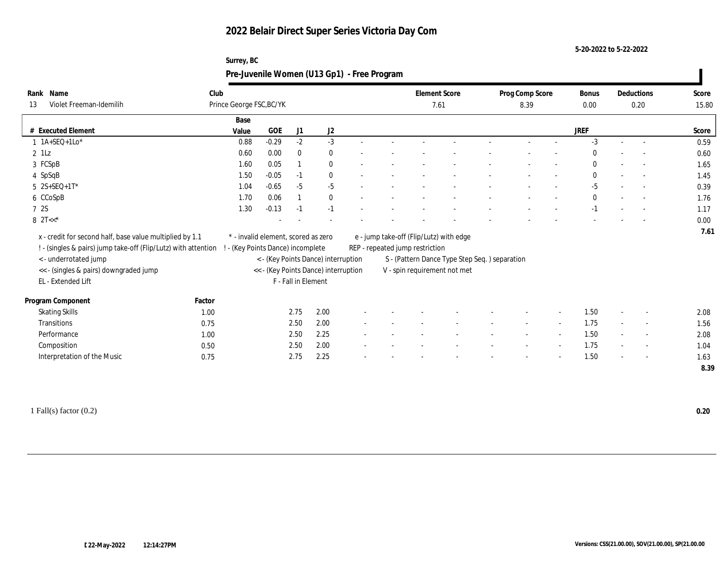# 2022 Belair Direct Super Series Victoria Day Com

5-20-2022 to 5-22-2022

Surrey, BC

## Pre-Juvenile Women (U13 Gp1) - Free Program

| Rank | Name | Club | Element Score | Prog Comp Score | Bonus | Deductions | Score |
|---|---|---|---|---|---|---|---|
| 13 | Violet Freeman-Idemilih | Prince George FSC,BC/YK | 7.61 | 8.39 | 0.00 | 0.20 | 15.80 |

| # | Executed Element | Base Value | GOE | J1 | J2 | JREF | Score |
|---|---|---|---|---|---|---|---|
| 1 | 1A+SEQ+1Lo* | 0.88 | -0.29 | -2 | -3 | -3 | 0.59 |
| 2 | 1Lz | 0.60 | 0.00 | 0 | 0 | 0 | 0.60 |
| 3 | FCSpB | 1.60 | 0.05 | 1 | 0 | 0 | 1.65 |
| 4 | SpSqB | 1.50 | -0.05 | -1 | 0 | 0 | 1.45 |
| 5 | 2S+SEQ+1T* | 1.04 | -0.65 | -5 | -5 | -5 | 0.39 |
| 6 | CCoSpB | 1.70 | 0.06 | 1 | 0 | 0 | 1.76 |
| 7 | 2S | 1.30 | -0.13 | -1 | -1 | -1 | 1.17 |
| 8 | 2T<<* | - | - | - | - | - | 0.00 |
| | | | | | | | 7.61 |

x - credit for second half, base value multiplied by 1.1
! - (singles & pairs) jump take-off (Flip/Lutz) with attention
< - underrotated jump
<< - (singles & pairs) downgraded jump
EL - Extended Lift
* - invalid element, scored as zero
! - (Key Points Dance) incomplete
< - (Key Points Dance) interruption
<< - (Key Points Dance) interruption
F - Fall in Element
e - jump take-off (Flip/Lutz) with edge
REP - repeated jump restriction
S - (Pattern Dance Type Step Seq. ) separation
V - spin requirement not met

| Program Component | Factor | J1 | J2 | JREF | Score |
|---|---|---|---|---|---|
| Skating Skills | 1.00 | 2.75 | 2.00 | 1.50 | 2.08 |
| Transitions | 0.75 | 2.50 | 2.00 | 1.75 | 1.56 |
| Performance | 1.00 | 2.50 | 2.25 | 1.50 | 2.08 |
| Composition | 0.50 | 2.50 | 2.00 | 1.75 | 1.04 |
| Interpretation of the Music | 0.75 | 2.75 | 2.25 | 1.50 | 1.63 |
| | | | | | 8.39 |

1 Fall(s) factor (0.2) **0.20**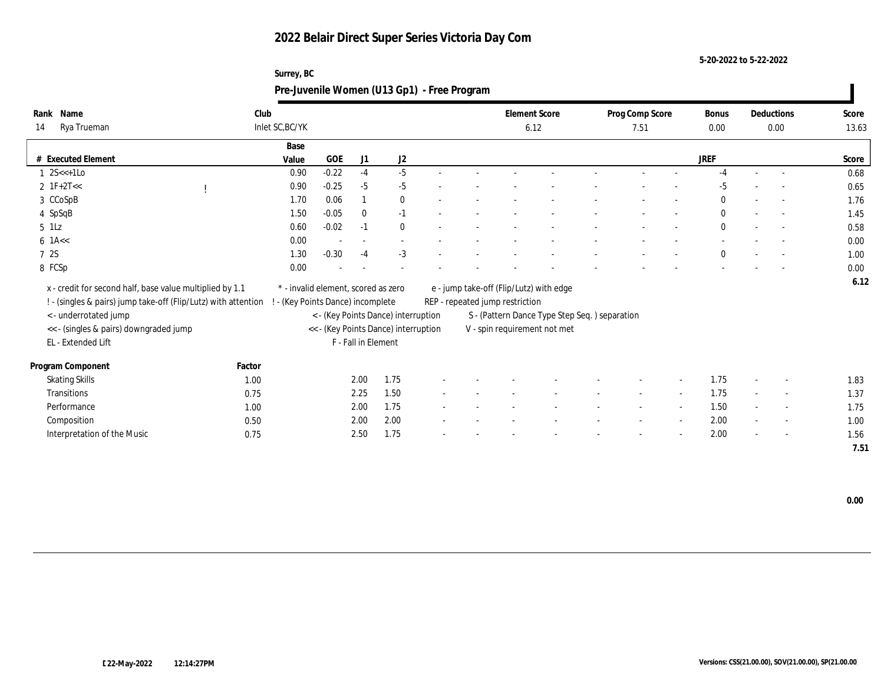# 2022 Belair Direct Super Series Victoria Day Com

5-20-2022 to 5-22-2022

Surrey, BC

## Pre-Juvenile Women (U13 Gp1) - Free Program

| Rank | Name | Club | Element Score | Prog Comp Score | Bonus | Deductions | Score |
|---|---|---|---|---|---|---|---|
| 14 | Rya Trueman | Inlet SC,BC/YK | 6.12 | 7.51 | 0.00 | 0.00 | 13.63 |

| # | Executed Element | | Base Value | GOE | J1 | J2 | JREF | Score |
|---|---|---|---|---|---|---|---|---|
| 1 | 2S<<+1Lo | | 0.90 | -0.22 | -4 | -5 | -4 | 0.68 |
| 2 | 1F+2T<< | ! | 0.90 | -0.25 | -5 | -5 | -5 | 0.65 |
| 3 | CCoSpB | | 1.70 | 0.06 | 1 | 0 | 0 | 1.76 |
| 4 | SpSqB | | 1.50 | -0.05 | 0 | -1 | 0 | 1.45 |
| 5 | 1Lz | | 0.60 | -0.02 | -1 | 0 | 0 | 0.58 |
| 6 | 1A<< | | 0.00 | - | - | - | - | 0.00 |
| 7 | 2S | | 1.30 | -0.30 | -4 | -3 | 0 | 1.00 |
| 8 | FCSp | | 0.00 | - | - | - | - | 0.00 |
| | | | | | | | | 6.12 |

x - credit for second half, base value multiplied by 1.1
! - (singles & pairs) jump take-off (Flip/Lutz) with attention
< - underrotated jump
<< - (singles & pairs) downgraded jump
EL - Extended Lift
* - invalid element, scored as zero
! - (Key Points Dance) incomplete
< - (Key Points Dance) interruption
<< - (Key Points Dance) interruption
F - Fall in Element
e - jump take-off (Flip/Lutz) with edge
REP - repeated jump restriction
S - (Pattern Dance Type Step Seq. ) separation
V - spin requirement not met

| Program Component | Factor | J1 | J2 | JREF | Score |
|---|---|---|---|---|---|
| Skating Skills | 1.00 | 2.00 | 1.75 | 1.75 | 1.83 |
| Transitions | 0.75 | 2.25 | 1.50 | 1.75 | 1.37 |
| Performance | 1.00 | 2.00 | 1.75 | 1.50 | 1.75 |
| Composition | 0.50 | 2.00 | 2.00 | 2.00 | 1.00 |
| Interpretation of the Music | 0.75 | 2.50 | 1.75 | 2.00 | 1.56 |
| | | | | | 7.51 |

0.00